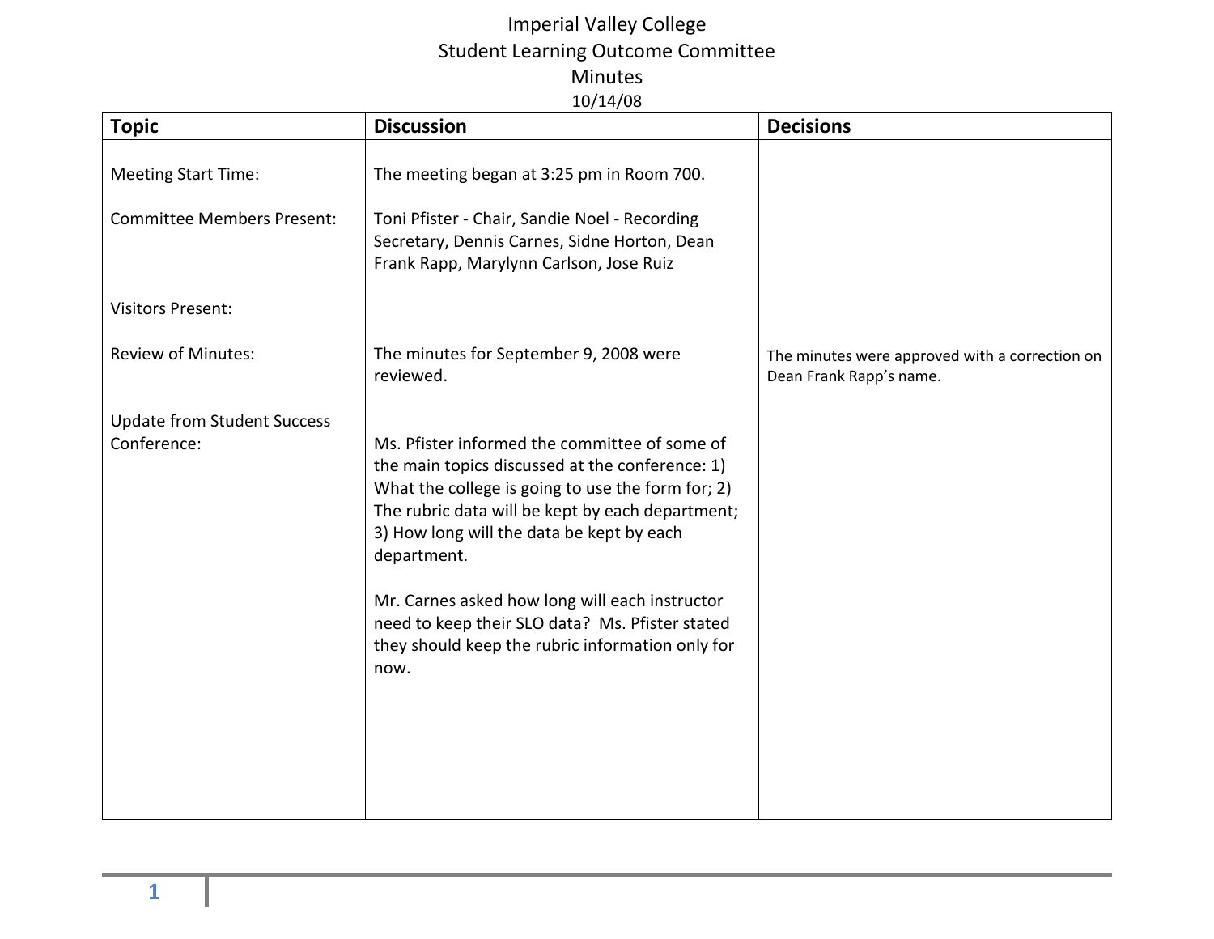# Imperial Valley College
## Student Learning Outcome Committee
## Minutes
10/14/08

| Topic | Discussion | Decisions |
|---|---|---|
| Meeting Start Time: | The meeting began at 3:25 pm in Room 700. | |
| Committee Members Present: | Toni Pfister - Chair, Sandie Noel - Recording Secretary, Dennis Carnes, Sidne Horton, Dean Frank Rapp, Marylynn Carlson, Jose Ruiz | |
| Visitors Present: | | |
| Review of Minutes: | The minutes for September 9, 2008 were reviewed. | The minutes were approved with a correction on Dean Frank Rapp's name. |
| Update from Student Success Conference: | Ms. Pfister informed the committee of some of the main topics discussed at the conference: 1) What the college is going to use the form for; 2) The rubric data will be kept by each department; 3) How long will the data be kept by each department.<br><br>Mr. Carnes asked how long will each instructor need to keep their SLO data? Ms. Pfister stated they should keep the rubric information only for now. | |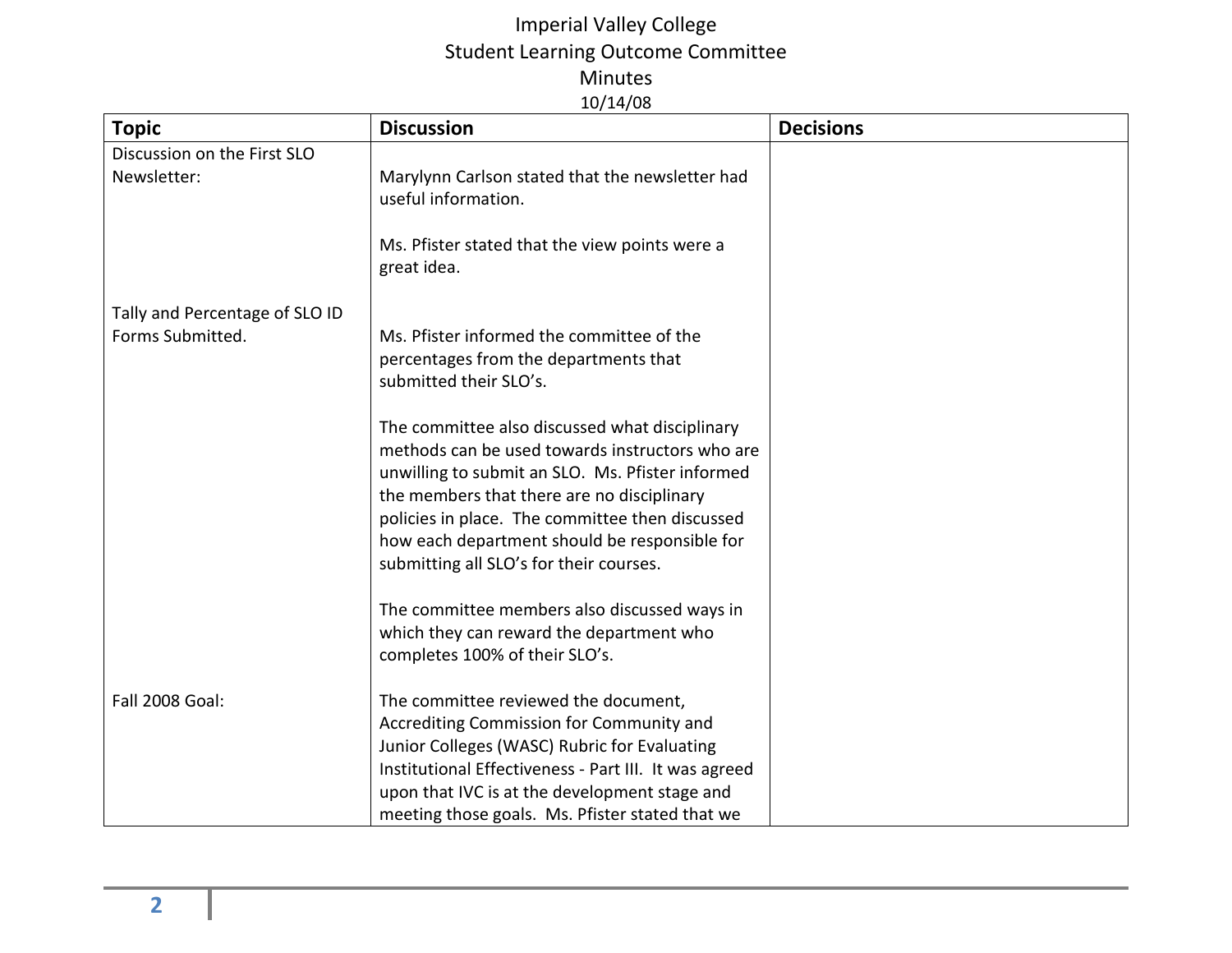# Imperial Valley College
## Student Learning Outcome Committee
## Minutes
10/14/08

| Topic | Discussion | Decisions |
|---|---|---|
| Discussion on the First SLO Newsletter: | Marylynn Carlson stated that the newsletter had useful information.<br><br>Ms. Pfister stated that the view points were a great idea. | |
| Tally and Percentage of SLO ID Forms Submitted. | Ms. Pfister informed the committee of the percentages from the departments that submitted their SLO's.<br><br>The committee also discussed what disciplinary methods can be used towards instructors who are unwilling to submit an SLO. Ms. Pfister informed the members that there are no disciplinary policies in place. The committee then discussed how each department should be responsible for submitting all SLO's for their courses.<br><br>The committee members also discussed ways in which they can reward the department who completes 100% of their SLO's. | |
| Fall 2008 Goal: | The committee reviewed the document, Accrediting Commission for Community and Junior Colleges (WASC) Rubric for Evaluating Institutional Effectiveness - Part III. It was agreed upon that IVC is at the development stage and meeting those goals. Ms. Pfister stated that we | |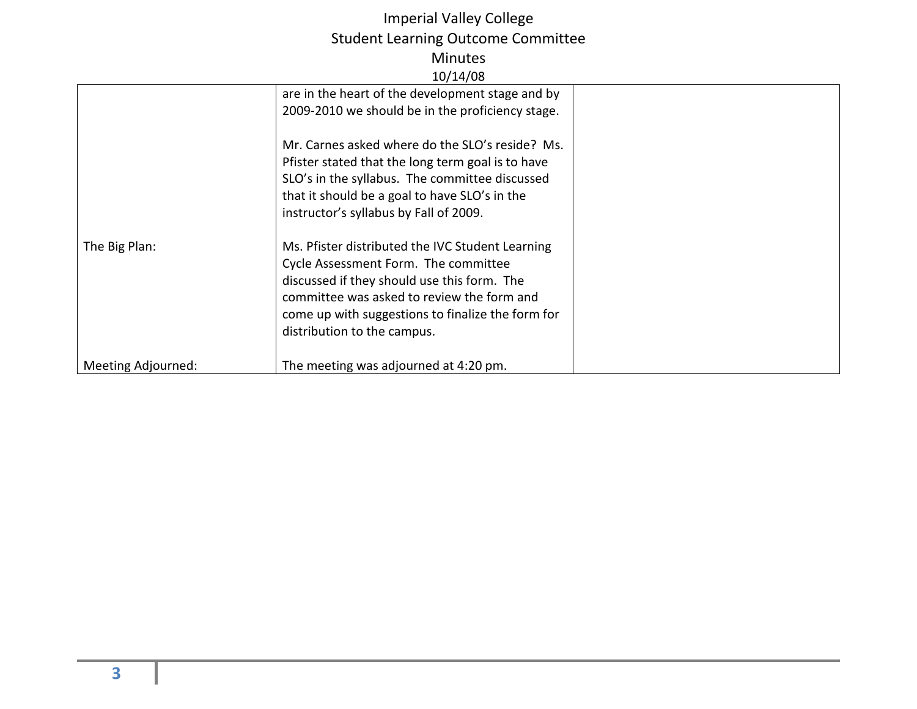| | | |
|---|---|---|
| | are in the heart of the development stage and by 2009-2010 we should be in the proficiency stage.<br><br>Mr. Carnes asked where do the SLO's reside? Ms. Pfister stated that the long term goal is to have SLO's in the syllabus. The committee discussed that it should be a goal to have SLO's in the instructor's syllabus by Fall of 2009. | |
| The Big Plan: | Ms. Pfister distributed the IVC Student Learning Cycle Assessment Form. The committee discussed if they should use this form. The committee was asked to review the form and come up with suggestions to finalize the form for distribution to the campus. | |
| Meeting Adjourned: | The meeting was adjourned at 4:20 pm. | |